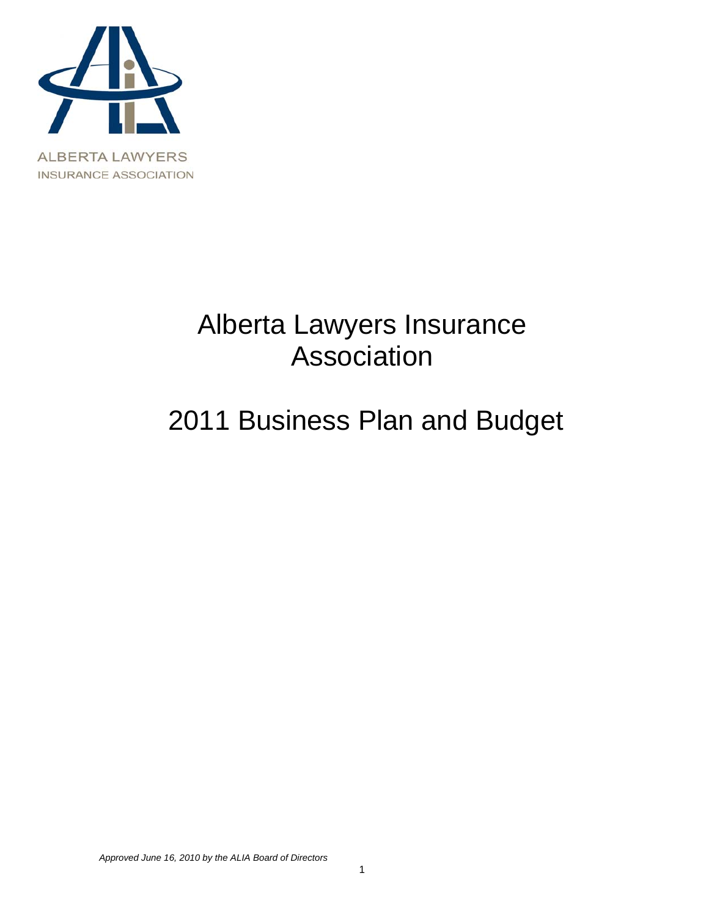ALBERTA LAWYERS
INSURANCE ASSOCIATION

# Alberta Lawyers Insurance Association

# 2011 Business Plan and Budget

*Approved June 16, 2010 by the ALIA Board of Directors*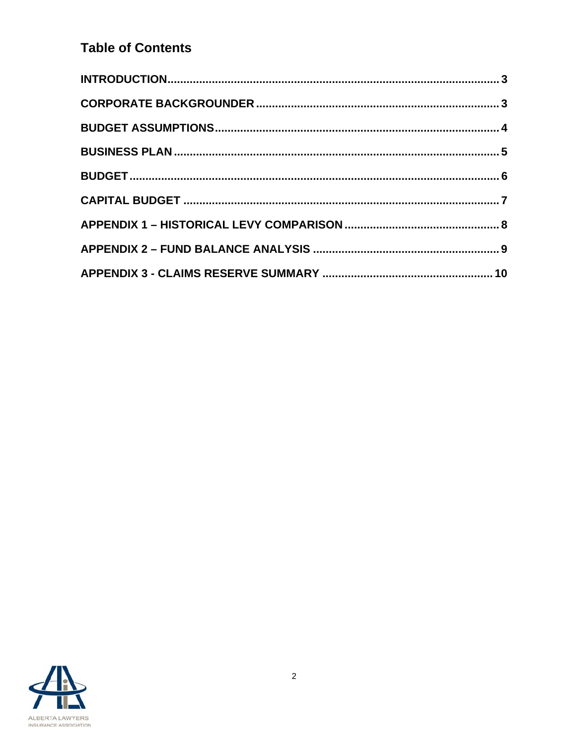## Table of Contents

- INTRODUCTION ........ 3
- CORPORATE BACKGROUNDER ........ 3
- BUDGET ASSUMPTIONS ........ 4
- BUSINESS PLAN ........ 5
- BUDGET ........ 6
- CAPITAL BUDGET ........ 7
- APPENDIX 1 – HISTORICAL LEVY COMPARISON ........ 8
- APPENDIX 2 – FUND BALANCE ANALYSIS ........ 9
- APPENDIX 3 - CLAIMS RESERVE SUMMARY ........ 10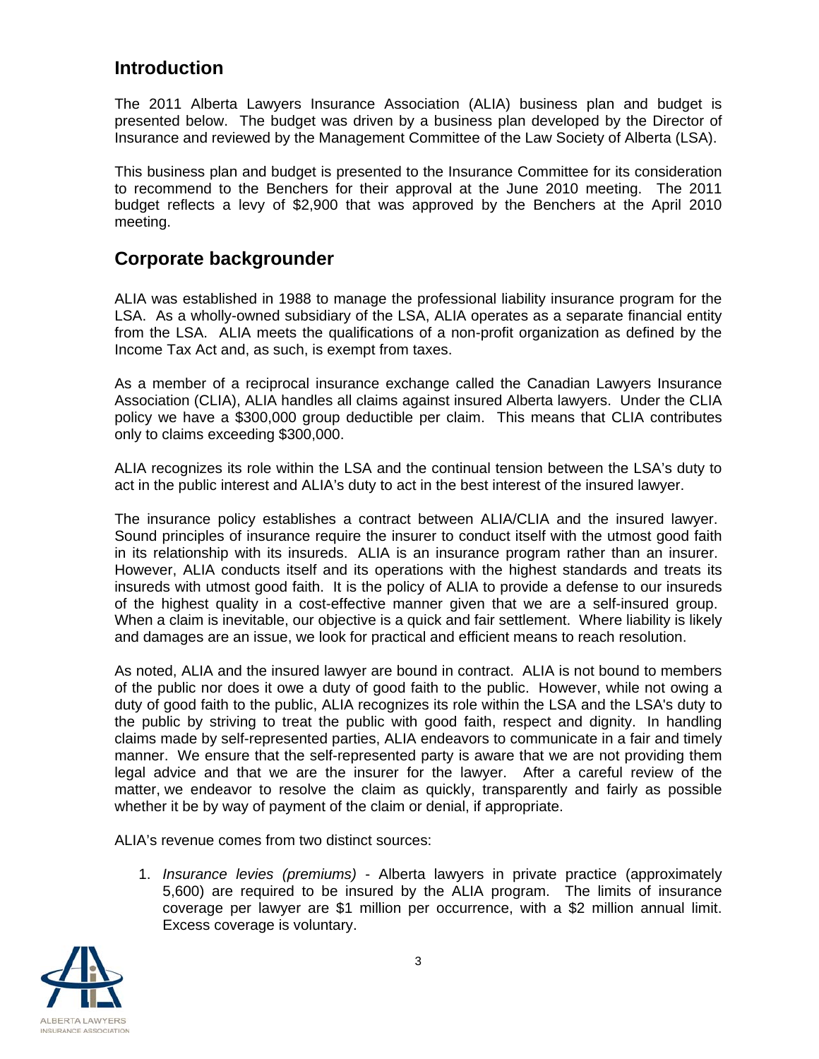## Introduction

The 2011 Alberta Lawyers Insurance Association (ALIA) business plan and budget is presented below. The budget was driven by a business plan developed by the Director of Insurance and reviewed by the Management Committee of the Law Society of Alberta (LSA).

This business plan and budget is presented to the Insurance Committee for its consideration to recommend to the Benchers for their approval at the June 2010 meeting. The 2011 budget reflects a levy of $2,900 that was approved by the Benchers at the April 2010 meeting.

## Corporate backgrounder

ALIA was established in 1988 to manage the professional liability insurance program for the LSA. As a wholly-owned subsidiary of the LSA, ALIA operates as a separate financial entity from the LSA. ALIA meets the qualifications of a non-profit organization as defined by the Income Tax Act and, as such, is exempt from taxes.

As a member of a reciprocal insurance exchange called the Canadian Lawyers Insurance Association (CLIA), ALIA handles all claims against insured Alberta lawyers. Under the CLIA policy we have a $300,000 group deductible per claim. This means that CLIA contributes only to claims exceeding $300,000.

ALIA recognizes its role within the LSA and the continual tension between the LSA's duty to act in the public interest and ALIA's duty to act in the best interest of the insured lawyer.

The insurance policy establishes a contract between ALIA/CLIA and the insured lawyer. Sound principles of insurance require the insurer to conduct itself with the utmost good faith in its relationship with its insureds. ALIA is an insurance program rather than an insurer. However, ALIA conducts itself and its operations with the highest standards and treats its insureds with utmost good faith. It is the policy of ALIA to provide a defense to our insureds of the highest quality in a cost-effective manner given that we are a self-insured group. When a claim is inevitable, our objective is a quick and fair settlement. Where liability is likely and damages are an issue, we look for practical and efficient means to reach resolution.

As noted, ALIA and the insured lawyer are bound in contract. ALIA is not bound to members of the public nor does it owe a duty of good faith to the public. However, while not owing a duty of good faith to the public, ALIA recognizes its role within the LSA and the LSA's duty to the public by striving to treat the public with good faith, respect and dignity. In handling claims made by self-represented parties, ALIA endeavors to communicate in a fair and timely manner. We ensure that the self-represented party is aware that we are not providing them legal advice and that we are the insurer for the lawyer. After a careful review of the matter, we endeavor to resolve the claim as quickly, transparently and fairly as possible whether it be by way of payment of the claim or denial, if appropriate.

ALIA's revenue comes from two distinct sources:

1. *Insurance levies (premiums)* - Alberta lawyers in private practice (approximately 5,600) are required to be insured by the ALIA program. The limits of insurance coverage per lawyer are $1 million per occurrence, with a $2 million annual limit. Excess coverage is voluntary.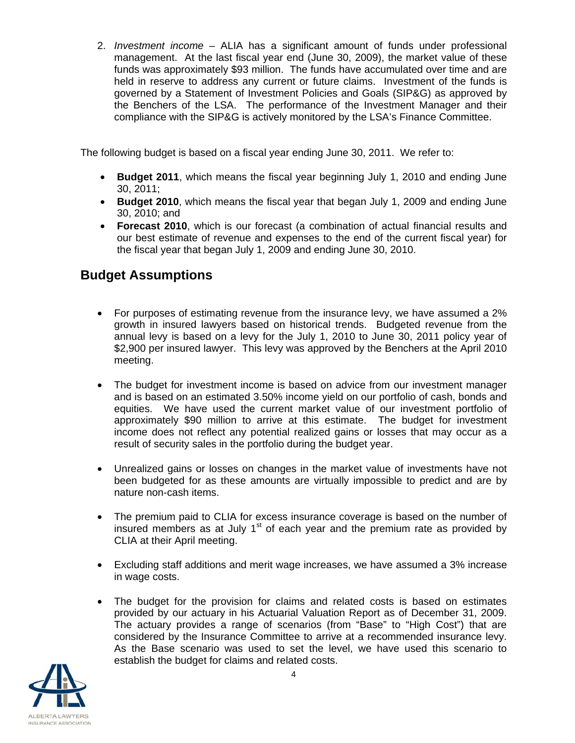2. *Investment income* – ALIA has a significant amount of funds under professional management. At the last fiscal year end (June 30, 2009), the market value of these funds was approximately $93 million. The funds have accumulated over time and are held in reserve to address any current or future claims. Investment of the funds is governed by a Statement of Investment Policies and Goals (SIP&G) as approved by the Benchers of the LSA. The performance of the Investment Manager and their compliance with the SIP&G is actively monitored by the LSA's Finance Committee.

The following budget is based on a fiscal year ending June 30, 2011. We refer to:

- **Budget 2011**, which means the fiscal year beginning July 1, 2010 and ending June 30, 2011;
- **Budget 2010**, which means the fiscal year that began July 1, 2009 and ending June 30, 2010; and
- **Forecast 2010**, which is our forecast (a combination of actual financial results and our best estimate of revenue and expenses to the end of the current fiscal year) for the fiscal year that began July 1, 2009 and ending June 30, 2010.

## Budget Assumptions

- For purposes of estimating revenue from the insurance levy, we have assumed a 2% growth in insured lawyers based on historical trends. Budgeted revenue from the annual levy is based on a levy for the July 1, 2010 to June 30, 2011 policy year of $2,900 per insured lawyer. This levy was approved by the Benchers at the April 2010 meeting.

- The budget for investment income is based on advice from our investment manager and is based on an estimated 3.50% income yield on our portfolio of cash, bonds and equities. We have used the current market value of our investment portfolio of approximately $90 million to arrive at this estimate. The budget for investment income does not reflect any potential realized gains or losses that may occur as a result of security sales in the portfolio during the budget year.

- Unrealized gains or losses on changes in the market value of investments have not been budgeted for as these amounts are virtually impossible to predict and are by nature non-cash items.

- The premium paid to CLIA for excess insurance coverage is based on the number of insured members as at July 1st of each year and the premium rate as provided by CLIA at their April meeting.

- Excluding staff additions and merit wage increases, we have assumed a 3% increase in wage costs.

- The budget for the provision for claims and related costs is based on estimates provided by our actuary in his Actuarial Valuation Report as of December 31, 2009. The actuary provides a range of scenarios (from "Base" to "High Cost") that are considered by the Insurance Committee to arrive at a recommended insurance levy. As the Base scenario was used to set the level, we have used this scenario to establish the budget for claims and related costs.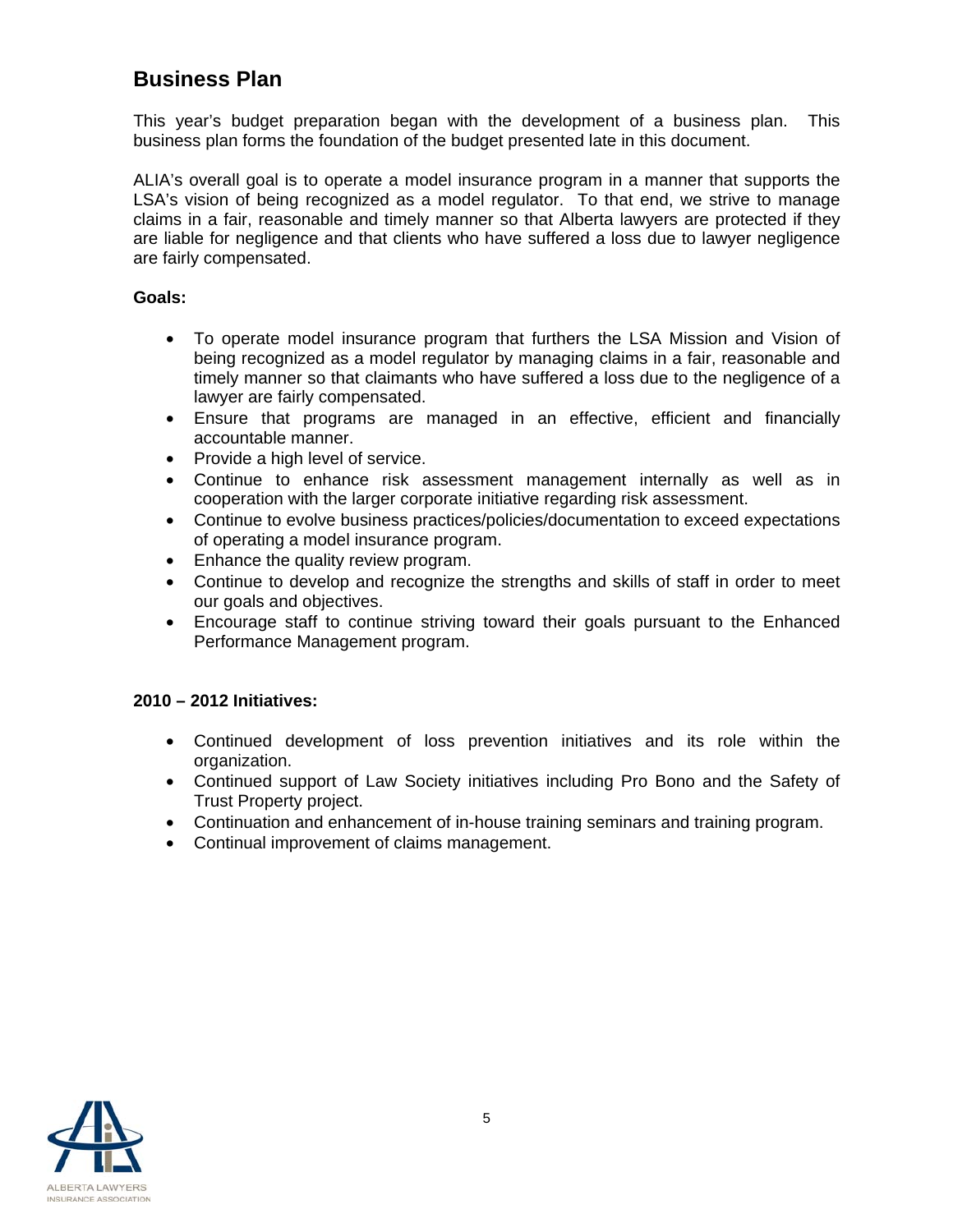## Business Plan

This year's budget preparation began with the development of a business plan. This business plan forms the foundation of the budget presented late in this document.

ALIA's overall goal is to operate a model insurance program in a manner that supports the LSA's vision of being recognized as a model regulator. To that end, we strive to manage claims in a fair, reasonable and timely manner so that Alberta lawyers are protected if they are liable for negligence and that clients who have suffered a loss due to lawyer negligence are fairly compensated.

**Goals:**

- To operate model insurance program that furthers the LSA Mission and Vision of being recognized as a model regulator by managing claims in a fair, reasonable and timely manner so that claimants who have suffered a loss due to the negligence of a lawyer are fairly compensated.
- Ensure that programs are managed in an effective, efficient and financially accountable manner.
- Provide a high level of service.
- Continue to enhance risk assessment management internally as well as in cooperation with the larger corporate initiative regarding risk assessment.
- Continue to evolve business practices/policies/documentation to exceed expectations of operating a model insurance program.
- Enhance the quality review program.
- Continue to develop and recognize the strengths and skills of staff in order to meet our goals and objectives.
- Encourage staff to continue striving toward their goals pursuant to the Enhanced Performance Management program.

**2010 – 2012 Initiatives:**

- Continued development of loss prevention initiatives and its role within the organization.
- Continued support of Law Society initiatives including Pro Bono and the Safety of Trust Property project.
- Continuation and enhancement of in-house training seminars and training program.
- Continual improvement of claims management.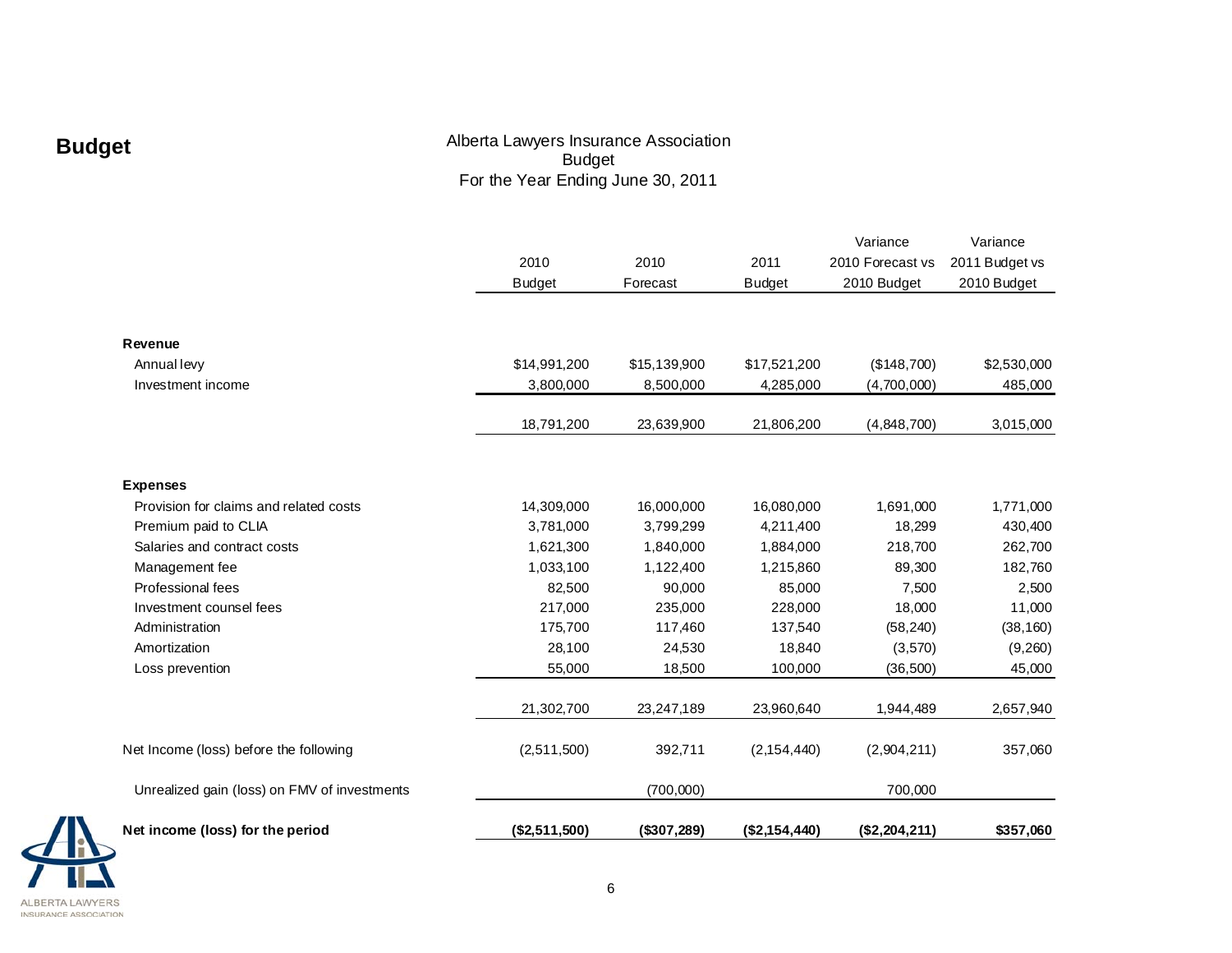# Budget

Alberta Lawyers Insurance Association
Budget
For the Year Ending June 30, 2011

| | 2010 Budget | 2010 Forecast | 2011 Budget | Variance 2010 Forecast vs 2010 Budget | Variance 2011 Budget vs 2010 Budget |
|---|---|---|---|---|---|
| **Revenue** | | | | | |
| Annual levy | $14,991,200 | $15,139,900 | $17,521,200 | ($148,700) | $2,530,000 |
| Investment income | 3,800,000 | 8,500,000 | 4,285,000 | (4,700,000) | 485,000 |
| | 18,791,200 | 23,639,900 | 21,806,200 | (4,848,700) | 3,015,000 |
| **Expenses** | | | | | |
| Provision for claims and related costs | 14,309,000 | 16,000,000 | 16,080,000 | 1,691,000 | 1,771,000 |
| Premium paid to CLIA | 3,781,000 | 3,799,299 | 4,211,400 | 18,299 | 430,400 |
| Salaries and contract costs | 1,621,300 | 1,840,000 | 1,884,000 | 218,700 | 262,700 |
| Management fee | 1,033,100 | 1,122,400 | 1,215,860 | 89,300 | 182,760 |
| Professional fees | 82,500 | 90,000 | 85,000 | 7,500 | 2,500 |
| Investment counsel fees | 217,000 | 235,000 | 228,000 | 18,000 | 11,000 |
| Administration | 175,700 | 117,460 | 137,540 | (58,240) | (38,160) |
| Amortization | 28,100 | 24,530 | 18,840 | (3,570) | (9,260) |
| Loss prevention | 55,000 | 18,500 | 100,000 | (36,500) | 45,000 |
| | 21,302,700 | 23,247,189 | 23,960,640 | 1,944,489 | 2,657,940 |
| Net Income (loss) before the following | (2,511,500) | 392,711 | (2,154,440) | (2,904,211) | 357,060 |
| Unrealized gain (loss) on FMV of investments | | (700,000) | | 700,000 | |
| **Net income (loss) for the period** | **($2,511,500)** | **($307,289)** | **($2,154,440)** | **($2,204,211)** | **$357,060** |

ALBERTA LAWYERS INSURANCE ASSOCIATION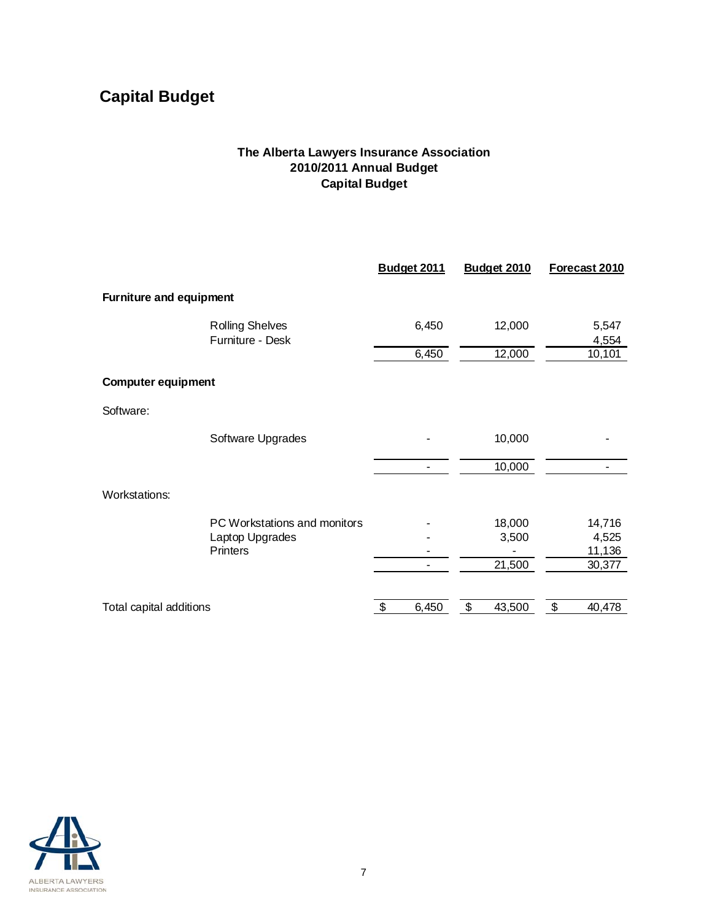# Capital Budget

**The Alberta Lawyers Insurance Association**
**2010/2011 Annual Budget**
**Capital Budget**

| | Budget 2011 | Budget 2010 | Forecast 2010 |
|---|---|---|---|
| **Furniture and equipment** | | | |
| Rolling Shelves | 6,450 | 12,000 | 5,547 |
| Furniture - Desk | | | 4,554 |
| | 6,450 | 12,000 | 10,101 |
| **Computer equipment** | | | |
| Software: | | | |
| Software Upgrades | - | 10,000 | - |
| | - | 10,000 | - |
| Workstations: | | | |
| PC Workstations and monitors | - | 18,000 | 14,716 |
| Laptop Upgrades | - | 3,500 | 4,525 |
| Printers | - | - | 11,136 |
| | - | 21,500 | 30,377 |
| Total capital additions | $ 6,450 | $ 43,500 | $ 40,478 |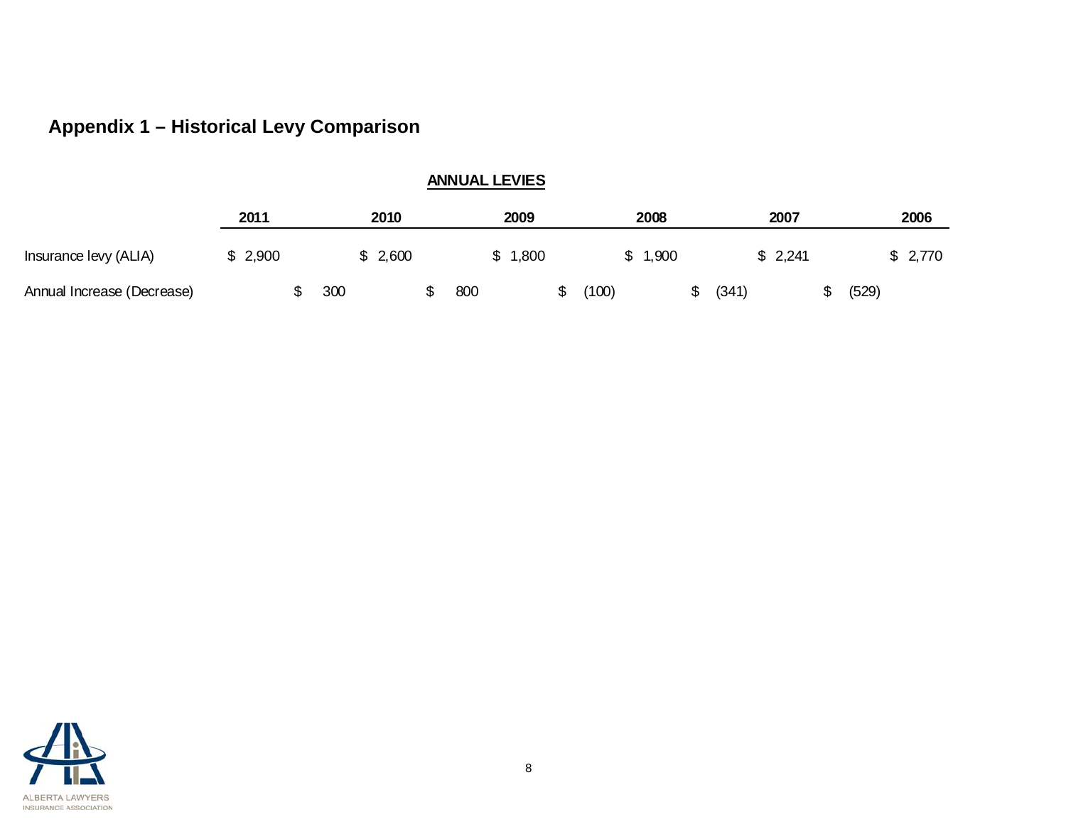## Appendix 1 – Historical Levy Comparison

**ANNUAL LEVIES**

| | 2011 | 2010 | 2009 | 2008 | 2007 | 2006 |
|---|---|---|---|---|---|---|
| Insurance levy (ALIA) | $ 2,900 | $ 2,600 | $ 1,800 | $ 1,900 | $ 2,241 | $ 2,770 |
| Annual Increase (Decrease) | $ 300 | $ 800 | $ (100) | $ (341) | $ (529) | |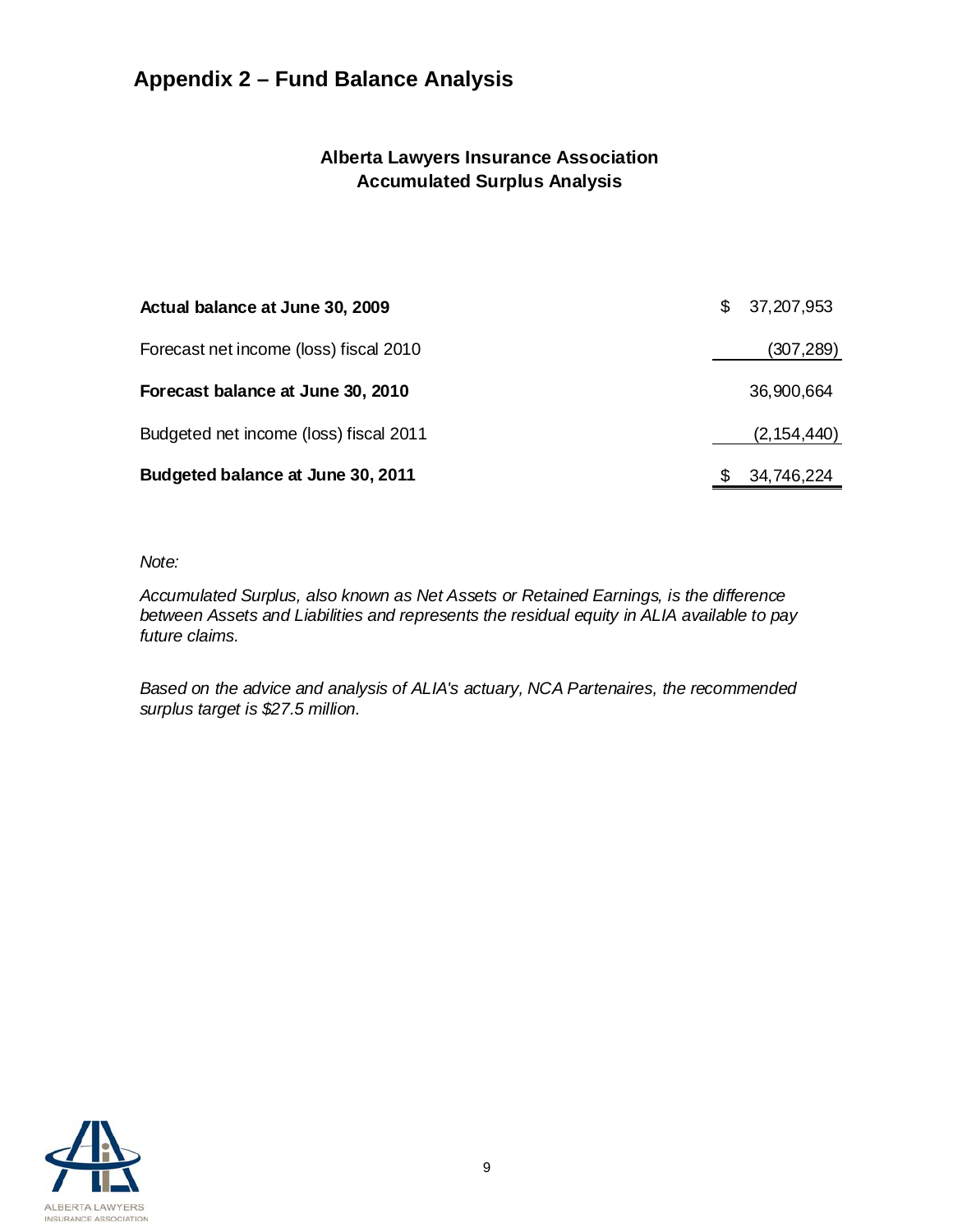# Appendix 2 – Fund Balance Analysis

### Alberta Lawyers Insurance Association
### Accumulated Surplus Analysis

| | |
|---|---|
| **Actual balance at June 30, 2009** | $ 37,207,953 |
| Forecast net income (loss) fiscal 2010 | (307,289) |
| **Forecast balance at June 30, 2010** | 36,900,664 |
| Budgeted net income (loss) fiscal 2011 | (2,154,440) |
| **Budgeted balance at June 30, 2011** | $ 34,746,224 |

*Note:*

*Accumulated Surplus, also known as Net Assets or Retained Earnings, is the difference between Assets and Liabilities and represents the residual equity in ALIA available to pay future claims.*

*Based on the advice and analysis of ALIA's actuary, NCA Partenaires, the recommended surplus target is $27.5 million.*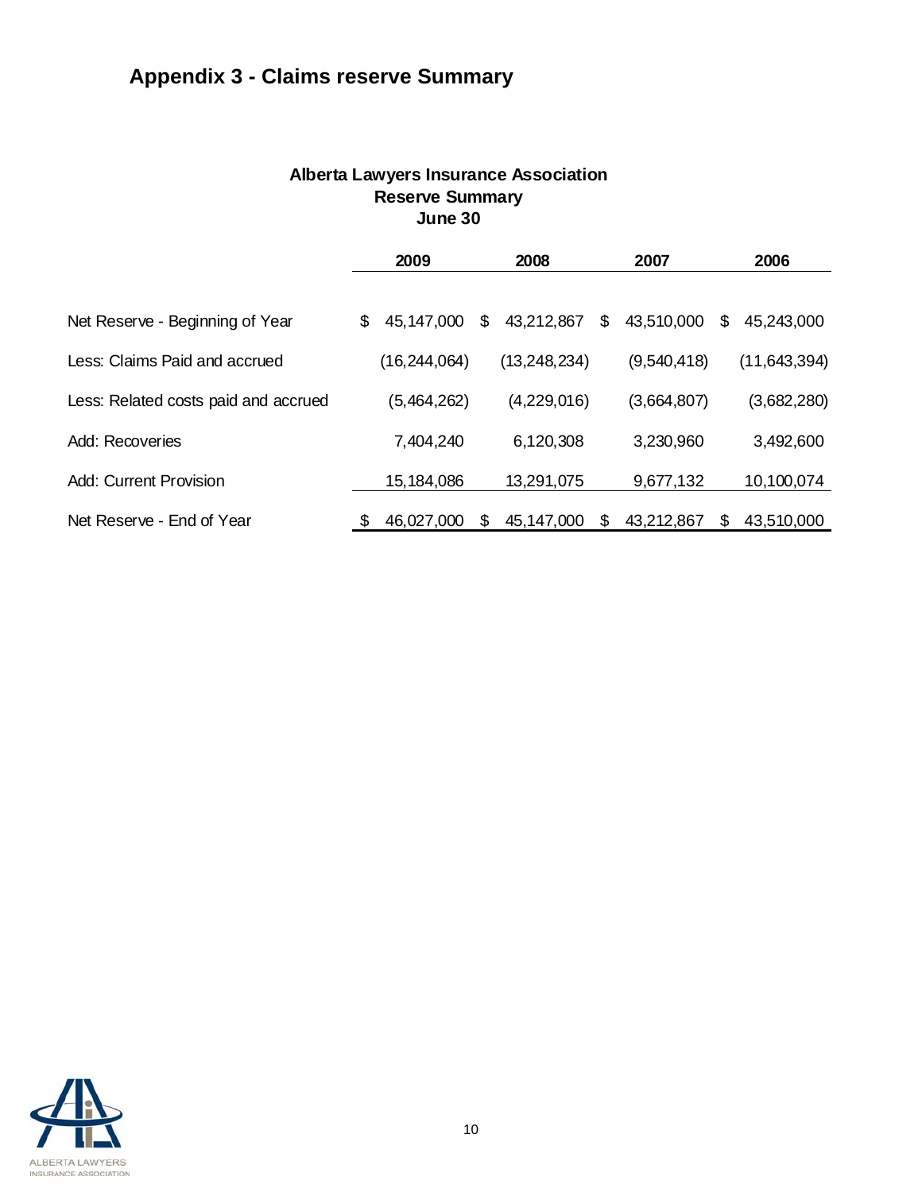## Appendix 3 - Claims reserve Summary

**Alberta Lawyers Insurance Association**
**Reserve Summary**
**June 30**

| | 2009 | 2008 | 2007 | 2006 |
|---|---|---|---|---|
| Net Reserve - Beginning of Year | $ 45,147,000 | $ 43,212,867 | $ 43,510,000 | $ 45,243,000 |
| Less: Claims Paid and accrued | (16,244,064) | (13,248,234) | (9,540,418) | (11,643,394) |
| Less: Related costs paid and accrued | (5,464,262) | (4,229,016) | (3,664,807) | (3,682,280) |
| Add: Recoveries | 7,404,240 | 6,120,308 | 3,230,960 | 3,492,600 |
| Add: Current Provision | 15,184,086 | 13,291,075 | 9,677,132 | 10,100,074 |
| Net Reserve - End of Year | $ 46,027,000 | $ 45,147,000 | $ 43,212,867 | $ 43,510,000 |

ALBERTA LAWYERS INSURANCE ASSOCIATION